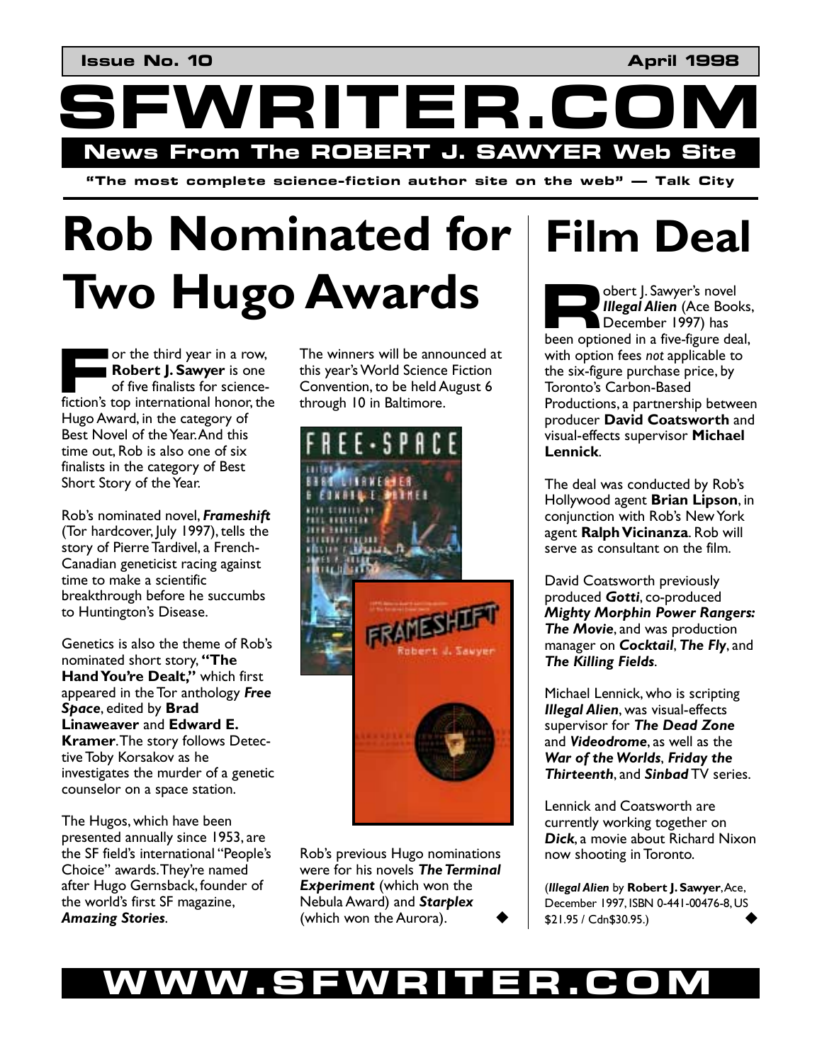Issue No. 10 April 1998

# SFWRITER.COM

**News From The ROBERT J. SAWYER Web Site**

**"The most complete science-fiction author site on the web" — Talk City**

# Rob Nominated for Two Hugo Awards

For the third year in a row, **Robert J. Sawyer** is one of five finalists for science-fiction's top international honor, the Hugo Award, in the category of Best Novel of the Year. And this time out, Rob is also one of six finalists in the category of Best Short Story of the Year.

Rob's nominated novel, ***Frameshift*** (Tor hardcover, July 1997), tells the story of Pierre Tardivel, a French-Canadian geneticist racing against time to make a scientific breakthrough before he succumbs to Huntington's Disease.

Genetics is also the theme of Rob's nominated short story, **"The Hand You're Dealt,"** which first appeared in the Tor anthology ***Free Space***, edited by **Brad Linaweaver** and **Edward E. Kramer**. The story follows Detective Toby Korsakov as he investigates the murder of a genetic counselor on a space station.

The Hugos, which have been presented annually since 1953, are the SF field's international "People's Choice" awards. They're named after Hugo Gernsback, founder of the world's first SF magazine, ***Amazing Stories***.

The winners will be announced at this year's World Science Fiction Convention, to be held August 6 through 10 in Baltimore.

Rob's previous Hugo nominations were for his novels ***The Terminal Experiment*** (which won the Nebula Award) and ***Starplex*** (which won the Aurora).

# Film Deal

Robert J. Sawyer's novel ***Illegal Alien*** (Ace Books, December 1997) has been optioned in a five-figure deal, with option fees *not* applicable to the six-figure purchase price, by Toronto's Carbon-Based Productions, a partnership between producer **David Coatsworth** and visual-effects supervisor **Michael Lennick**.

The deal was conducted by Rob's Hollywood agent **Brian Lipson**, in conjunction with Rob's New York agent **Ralph Vicinanza**. Rob will serve as consultant on the film.

David Coatsworth previously produced ***Gotti***, co-produced ***Mighty Morphin Power Rangers: The Movie***, and was production manager on ***Cocktail***, ***The Fly***, and ***The Killing Fields***.

Michael Lennick, who is scripting ***Illegal Alien***, was visual-effects supervisor for ***The Dead Zone*** and ***Videodrome***, as well as the ***War of the Worlds***, ***Friday the Thirteenth***, and ***Sinbad*** TV series.

Lennick and Coatsworth are currently working together on ***Dick***, a movie about Richard Nixon now shooting in Toronto.

(***Illegal Alien*** by **Robert J. Sawyer**, Ace, December 1997, ISBN 0-441-00476-8, US $21.95 / Cdn$30.95.)

**WWW.SFWRITER.COM**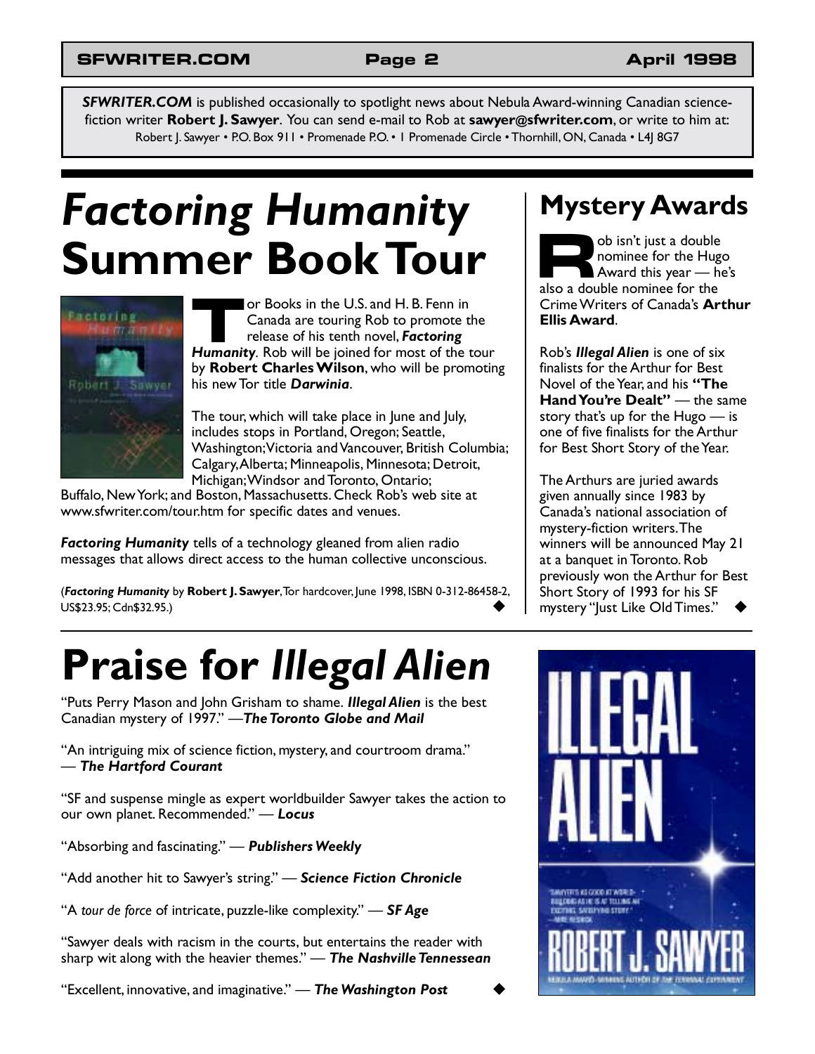*SFWRITER.COM* is published occasionally to spotlight news about Nebula Award-winning Canadian science-fiction writer **Robert J. Sawyer**. You can send e-mail to Rob at **sawyer@sfwriter.com**, or write to him at:
Robert J. Sawyer • P.O. Box 911 • Promenade P.O. • 1 Promenade Circle • Thornhill, ON, Canada • L4J 8G7

# *Factoring Humanity* Summer Book Tour

Tor Books in the U.S. and H. B. Fenn in Canada are touring Rob to promote the release of his tenth novel, ***Factoring Humanity***. Rob will be joined for most of the tour by **Robert Charles Wilson**, who will be promoting his new Tor title ***Darwinia***.

The tour, which will take place in June and July, includes stops in Portland, Oregon; Seattle, Washington; Victoria and Vancouver, British Columbia; Calgary, Alberta; Minneapolis, Minnesota; Detroit, Michigan; Windsor and Toronto, Ontario; Buffalo, New York; and Boston, Massachusetts. Check Rob's web site at www.sfwriter.com/tour.htm for specific dates and venues.

***Factoring Humanity*** tells of a technology gleaned from alien radio messages that allows direct access to the human collective unconscious.

(***Factoring Humanity*** by **Robert J. Sawyer**, Tor hardcover, June 1998, ISBN 0-312-86458-2, US$23.95; Cdn$32.95.) ◆

# Mystery Awards

Rob isn't just a double nominee for the Hugo Award this year — he's also a double nominee for the Crime Writers of Canada's **Arthur Ellis Award**.

Rob's ***Illegal Alien*** is one of six finalists for the Arthur for Best Novel of the Year, and his **"The Hand You're Dealt"** — the same story that's up for the Hugo — is one of five finalists for the Arthur for Best Short Story of the Year.

The Arthurs are juried awards given annually since 1983 by Canada's national association of mystery-fiction writers. The winners will be announced May 21 at a banquet in Toronto. Rob previously won the Arthur for Best Short Story of 1993 for his SF mystery "Just Like Old Times." ◆

# Praise for *Illegal Alien*

"Puts Perry Mason and John Grisham to shame. ***Illegal Alien*** is the best Canadian mystery of 1997." —***The Toronto Globe and Mail***

"An intriguing mix of science fiction, mystery, and courtroom drama." — ***The Hartford Courant***

"SF and suspense mingle as expert worldbuilder Sawyer takes the action to our own planet. Recommended." — ***Locus***

"Absorbing and fascinating." — ***Publishers Weekly***

"Add another hit to Sawyer's string." — ***Science Fiction Chronicle***

"A *tour de force* of intricate, puzzle-like complexity." — ***SF Age***

"Sawyer deals with racism in the courts, but entertains the reader with sharp wit along with the heavier themes." — ***The Nashville Tennessean***

"Excellent, innovative, and imaginative." — ***The Washington Post*** ◆